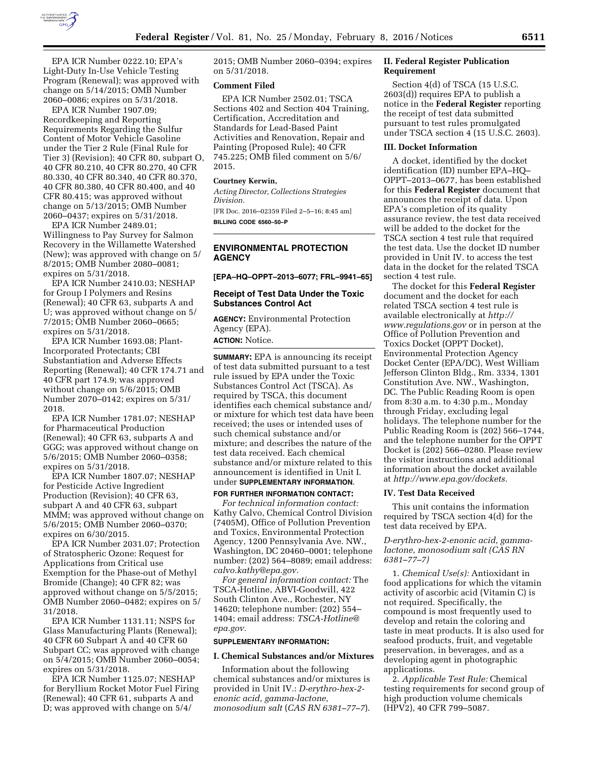EPA ICR Number 0222.10; EPA's Light-Duty In-Use Vehicle Testing Program (Renewal); was approved with change on 5/14/2015; OMB Number 2060–0086; expires on 5/31/2018.

EPA ICR Number 1907.09; Recordkeeping and Reporting Requirements Regarding the Sulfur Content of Motor Vehicle Gasoline under the Tier 2 Rule (Final Rule for Tier 3) (Revision); 40 CFR 80, subpart O, 40 CFR 80.210, 40 CFR 80.270, 40 CFR 80.330, 40 CFR 80.340, 40 CFR 80.370, 40 CFR 80.380, 40 CFR 80.400, and 40 CFR 80.415; was approved without change on 5/13/2015; OMB Number 2060–0437; expires on 5/31/2018.

EPA ICR Number 2489.01; Willingness to Pay Survey for Salmon Recovery in the Willamette Watershed (New); was approved with change on 5/8/2015; OMB Number 2080–0081; expires on 5/31/2018.

EPA ICR Number 2410.03; NESHAP for Group I Polymers and Resins (Renewal); 40 CFR 63, subparts A and U; was approved without change on 5/7/2015; OMB Number 2060–0665; expires on 5/31/2018.

EPA ICR Number 1693.08; Plant-Incorporated Protectants; CBI Substantiation and Adverse Effects Reporting (Renewal); 40 CFR 174.71 and 40 CFR part 174.9; was approved without change on 5/6/2015; OMB Number 2070–0142; expires on 5/31/2018.

EPA ICR Number 1781.07; NESHAP for Pharmaceutical Production (Renewal); 40 CFR 63, subparts A and GGG; was approved without change on 5/6/2015; OMB Number 2060–0358; expires on 5/31/2018.

EPA ICR Number 1807.07; NESHAP for Pesticide Active Ingredient Production (Revision); 40 CFR 63, subpart A and 40 CFR 63, subpart MMM; was approved without change on 5/6/2015; OMB Number 2060–0370; expires on 6/30/2015.

EPA ICR Number 2031.07; Protection of Stratospheric Ozone: Request for Applications from Critical use Exemption for the Phase-out of Methyl Bromide (Change); 40 CFR 82; was approved without change on 5/5/2015; OMB Number 2060–0482; expires on 5/31/2018.

EPA ICR Number 1131.11; NSPS for Glass Manufacturing Plants (Renewal); 40 CFR 60 Subpart A and 40 CFR 60 Subpart CC; was approved with change on 5/4/2015; OMB Number 2060–0054; expires on 5/31/2018.

EPA ICR Number 1125.07; NESHAP for Beryllium Rocket Motor Fuel Firing (Renewal); 40 CFR 61, subparts A and D; was approved with change on 5/4/2015; OMB Number 2060–0394; expires on 5/31/2018.

### Comment Filed

EPA ICR Number 2502.01; TSCA Sections 402 and Section 404 Training, Certification, Accreditation and Standards for Lead-Based Paint Activities and Renovation, Repair and Painting (Proposed Rule); 40 CFR 745.225; OMB filed comment on 5/6/2015.

**Courtney Kerwin,**

*Acting Director, Collections Strategies Division.*

[FR Doc. 2016–02359 Filed 2–5–16; 8:45 am]

**BILLING CODE 6560–50–P**

---

## ENVIRONMENTAL PROTECTION AGENCY

**[EPA–HQ–OPPT–2013–6077; FRL–9941–65]**

### Receipt of Test Data Under the Toxic Substances Control Act

**AGENCY:** Environmental Protection Agency (EPA).

**ACTION:** Notice.

**SUMMARY:** EPA is announcing its receipt of test data submitted pursuant to a test rule issued by EPA under the Toxic Substances Control Act (TSCA). As required by TSCA, this document identifies each chemical substance and/or mixture for which test data have been received; the uses or intended uses of such chemical substance and/or mixture; and describes the nature of the test data received. Each chemical substance and/or mixture related to this announcement is identified in Unit I. under **SUPPLEMENTARY INFORMATION**.

**FOR FURTHER INFORMATION CONTACT:**

*For technical information contact:* Kathy Calvo, Chemical Control Division (7405M), Office of Pollution Prevention and Toxics, Environmental Protection Agency, 1200 Pennsylvania Ave. NW., Washington, DC 20460–0001; telephone number: (202) 564–8089; email address: *calvo.kathy@epa.gov.*

*For general information contact:* The TSCA-Hotline, ABVI-Goodwill, 422 South Clinton Ave., Rochester, NY 14620; telephone number: (202) 554–1404; email address: *TSCA-Hotline@epa.gov.*

**SUPPLEMENTARY INFORMATION:**

### I. Chemical Substances and/or Mixtures

Information about the following chemical substances and/or mixtures is provided in Unit IV.: *D-erythro-hex-2-enonic acid, gamma-lactone, monosodium salt* (*CAS RN 6381–77–7*).

### II. Federal Register Publication Requirement

Section 4(d) of TSCA (15 U.S.C. 2603(d)) requires EPA to publish a notice in the **Federal Register** reporting the receipt of test data submitted pursuant to test rules promulgated under TSCA section 4 (15 U.S.C. 2603).

### III. Docket Information

A docket, identified by the docket identification (ID) number EPA–HQ–OPPT–2013–0677, has been established for this **Federal Register** document that announces the receipt of data. Upon EPA's completion of its quality assurance review, the test data received will be added to the docket for the TSCA section 4 test rule that required the test data. Use the docket ID number provided in Unit IV. to access the test data in the docket for the related TSCA section 4 test rule.

The docket for this **Federal Register** document and the docket for each related TSCA section 4 test rule is available electronically at *http://www.regulations.gov* or in person at the Office of Pollution Prevention and Toxics Docket (OPPT Docket), Environmental Protection Agency Docket Center (EPA/DC), West William Jefferson Clinton Bldg., Rm. 3334, 1301 Constitution Ave. NW., Washington, DC. The Public Reading Room is open from 8:30 a.m. to 4:30 p.m., Monday through Friday, excluding legal holidays. The telephone number for the Public Reading Room is (202) 566–1744, and the telephone number for the OPPT Docket is (202) 566–0280. Please review the visitor instructions and additional information about the docket available at *http://www.epa.gov/dockets.*

### IV. Test Data Received

This unit contains the information required by TSCA section 4(d) for the test data received by EPA.

*D-erythro-hex-2-enonic acid, gamma-lactone, monosodium salt (CAS RN 6381–77–7)*

1. *Chemical Use(s):* Antioxidant in food applications for which the vitamin activity of ascorbic acid (Vitamin C) is not required. Specifically, the compound is most frequently used to develop and retain the coloring and taste in meat products. It is also used for seafood products, fruit, and vegetable preservation, in beverages, and as a developing agent in photographic applications.

2. *Applicable Test Rule:* Chemical testing requirements for second group of high production volume chemicals (HPV2), 40 CFR 799–5087.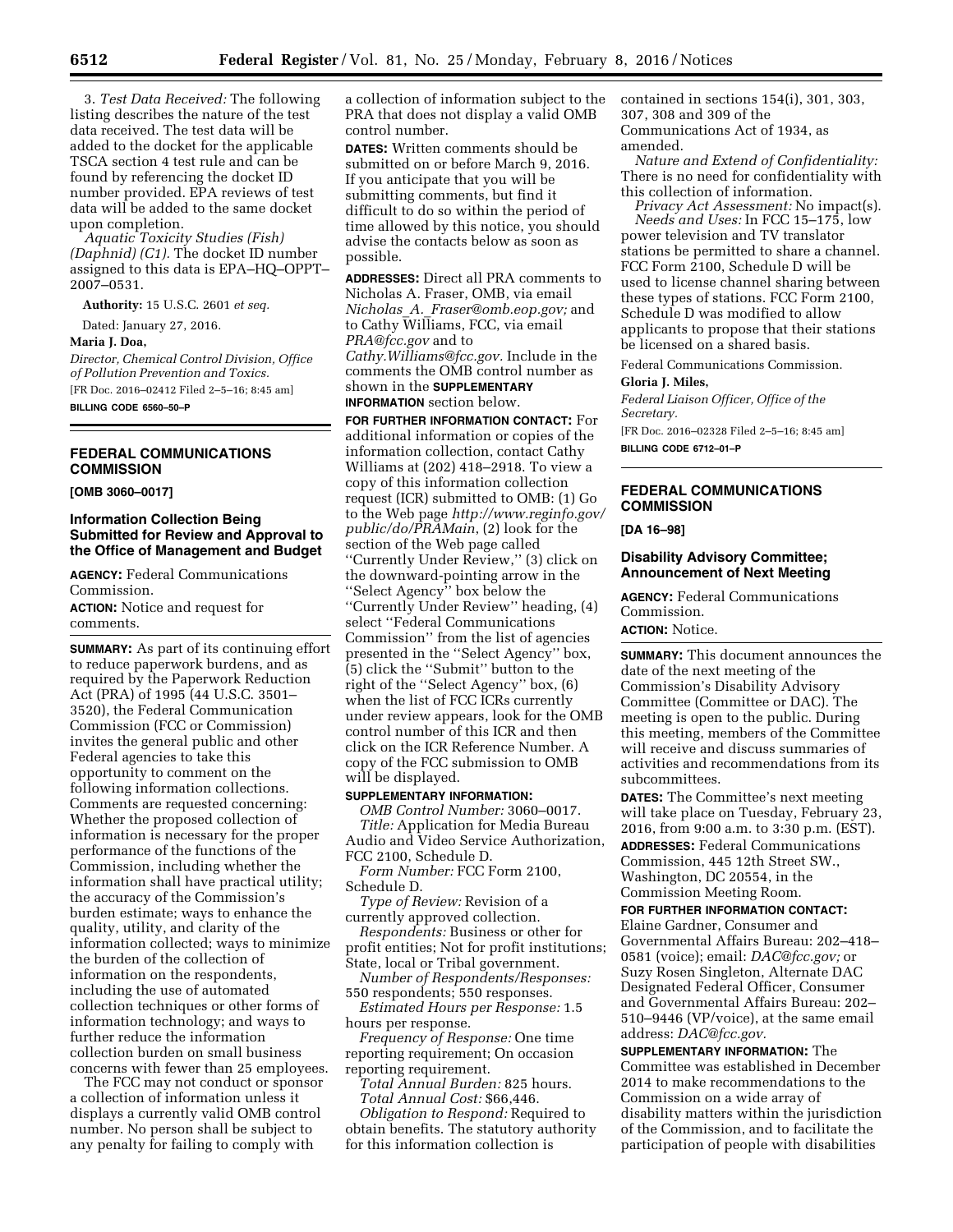3. *Test Data Received:* The following listing describes the nature of the test data received. The test data will be added to the docket for the applicable TSCA section 4 test rule and can be found by referencing the docket ID number provided. EPA reviews of test data will be added to the same docket upon completion.

*Aquatic Toxicity Studies (Fish) (Daphnid) (C1).* The docket ID number assigned to this data is EPA–HQ–OPPT–2007–0531.

**Authority:** 15 U.S.C. 2601 *et seq.*

Dated: January 27, 2016.

**Maria J. Doa,**

*Director, Chemical Control Division, Office of Pollution Prevention and Toxics.*

[FR Doc. 2016–02412 Filed 2–5–16; 8:45 am]

**BILLING CODE 6560–50–P**

---

## FEDERAL COMMUNICATIONS COMMISSION

**[OMB 3060–0017]**

### Information Collection Being Submitted for Review and Approval to the Office of Management and Budget

**AGENCY:** Federal Communications Commission.

**ACTION:** Notice and request for comments.

**SUMMARY:** As part of its continuing effort to reduce paperwork burdens, and as required by the Paperwork Reduction Act (PRA) of 1995 (44 U.S.C. 3501–3520), the Federal Communication Commission (FCC or Commission) invites the general public and other Federal agencies to take this opportunity to comment on the following information collections. Comments are requested concerning: Whether the proposed collection of information is necessary for the proper performance of the functions of the Commission, including whether the information shall have practical utility; the accuracy of the Commission's burden estimate; ways to enhance the quality, utility, and clarity of the information collected; ways to minimize the burden of the collection of information on the respondents, including the use of automated collection techniques or other forms of information technology; and ways to further reduce the information collection burden on small business concerns with fewer than 25 employees.

The FCC may not conduct or sponsor a collection of information unless it displays a currently valid OMB control number. No person shall be subject to any penalty for failing to comply with a collection of information subject to the PRA that does not display a valid OMB control number.

**DATES:** Written comments should be submitted on or before March 9, 2016. If you anticipate that you will be submitting comments, but find it difficult to do so within the period of time allowed by this notice, you should advise the contacts below as soon as possible.

**ADDRESSES:** Direct all PRA comments to Nicholas A. Fraser, OMB, via email *Nicholas_A._Fraser@omb.eop.gov;* and to Cathy Williams, FCC, via email *PRA@fcc.gov* and to *Cathy.Williams@fcc.gov.* Include in the comments the OMB control number as shown in the **SUPPLEMENTARY INFORMATION** section below.

**FOR FURTHER INFORMATION CONTACT:** For additional information or copies of the information collection, contact Cathy Williams at (202) 418–2918. To view a copy of this information collection request (ICR) submitted to OMB: (1) Go to the Web page *http://www.reginfo.gov/public/do/PRAMain*, (2) look for the section of the Web page called ''Currently Under Review,'' (3) click on the downward-pointing arrow in the ''Select Agency'' box below the ''Currently Under Review'' heading, (4) select ''Federal Communications Commission'' from the list of agencies presented in the ''Select Agency'' box, (5) click the ''Submit'' button to the right of the ''Select Agency'' box, (6) when the list of FCC ICRs currently under review appears, look for the OMB control number of this ICR and then click on the ICR Reference Number. A copy of the FCC submission to OMB will be displayed.

**SUPPLEMENTARY INFORMATION:**

*OMB Control Number:* 3060–0017.

*Title:* Application for Media Bureau Audio and Video Service Authorization, FCC 2100, Schedule D.

*Form Number:* FCC Form 2100, Schedule D.

*Type of Review:* Revision of a currently approved collection.

*Respondents:* Business or other for profit entities; Not for profit institutions; State, local or Tribal government.

*Number of Respondents/Responses:* 550 respondents; 550 responses.

*Estimated Hours per Response:* 1.5 hours per response.

*Frequency of Response:* One time reporting requirement; On occasion reporting requirement.

*Total Annual Burden:* 825 hours.

*Total Annual Cost:* $66,446.

*Obligation to Respond:* Required to obtain benefits. The statutory authority for this information collection is contained in sections 154(i), 301, 303, 307, 308 and 309 of the Communications Act of 1934, as amended.

*Nature and Extend of Confidentiality:* There is no need for confidentiality with this collection of information.

*Privacy Act Assessment:* No impact(s).

*Needs and Uses:* In FCC 15–175, low power television and TV translator stations be permitted to share a channel. FCC Form 2100, Schedule D will be used to license channel sharing between these types of stations. FCC Form 2100, Schedule D was modified to allow applicants to propose that their stations be licensed on a shared basis.

Federal Communications Commission.

**Gloria J. Miles,**

*Federal Liaison Officer, Office of the Secretary.*

[FR Doc. 2016–02328 Filed 2–5–16; 8:45 am]

**BILLING CODE 6712–01–P**

---

## FEDERAL COMMUNICATIONS COMMISSION

**[DA 16–98]**

### Disability Advisory Committee; Announcement of Next Meeting

**AGENCY:** Federal Communications Commission.

**ACTION:** Notice.

**SUMMARY:** This document announces the date of the next meeting of the Commission's Disability Advisory Committee (Committee or DAC). The meeting is open to the public. During this meeting, members of the Committee will receive and discuss summaries of activities and recommendations from its subcommittees.

**DATES:** The Committee's next meeting will take place on Tuesday, February 23, 2016, from 9:00 a.m. to 3:30 p.m. (EST).

**ADDRESSES:** Federal Communications Commission, 445 12th Street SW., Washington, DC 20554, in the Commission Meeting Room.

**FOR FURTHER INFORMATION CONTACT:** Elaine Gardner, Consumer and Governmental Affairs Bureau: 202–418–0581 (voice); email: *DAC@fcc.gov;* or Suzy Rosen Singleton, Alternate DAC Designated Federal Officer, Consumer and Governmental Affairs Bureau: 202–510–9446 (VP/voice), at the same email address: *DAC@fcc.gov.*

**SUPPLEMENTARY INFORMATION:** The Committee was established in December 2014 to make recommendations to the Commission on a wide array of disability matters within the jurisdiction of the Commission, and to facilitate the participation of people with disabilities